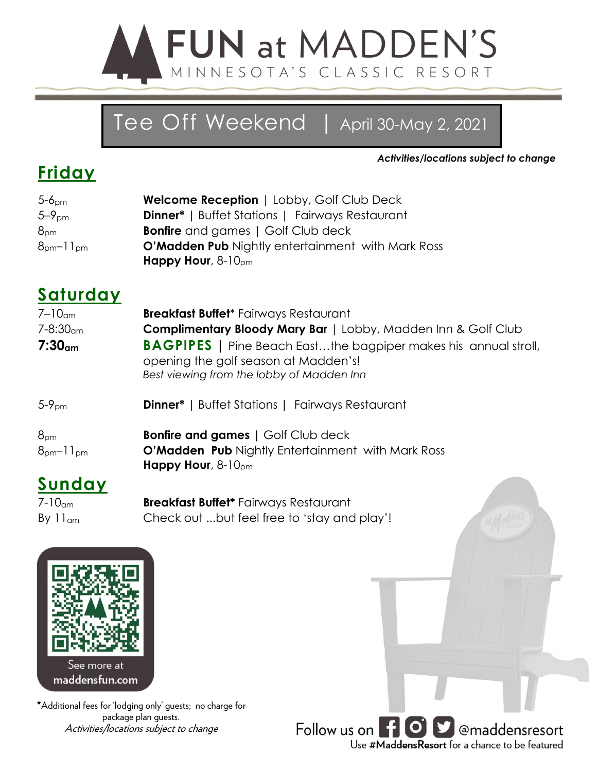# FUN at MADDEN'S

MINNESOTA'S CLASSIC RESORT

## Tee Off Weekend | April 30-May 2, 2021

***Activities/locations subject to change***

## Friday

| | |
|---|---|
| 5-6pm | **Welcome Reception** \| Lobby, Golf Club Deck |
| 5–9pm | **Dinner*** \| Buffet Stations \| Fairways Restaurant |
| 8pm | **Bonfire** and games \| Golf Club deck |
| 8pm–11pm | **O'Madden Pub** Nightly entertainment with Mark Ross<br>**Happy Hour**, 8-10pm |

## Saturday

| | |
|---|---|
| 7–10am | **Breakfast Buffet*** Fairways Restaurant |
| 7-8:30am | **Complimentary Bloody Mary Bar** \| Lobby, Madden Inn & Golf Club |
| **7:30am** | **BAGPIPES** \| Pine Beach East…the bagpiper makes his annual stroll, opening the golf season at Madden's!<br>*Best viewing from the lobby of Madden Inn* |
| 5-9pm | **Dinner*** \| Buffet Stations \| Fairways Restaurant |
| 8pm | **Bonfire and games** \| Golf Club deck |
| 8pm–11pm | **O'Madden Pub** Nightly Entertainment with Mark Ross<br>**Happy Hour**, 8-10pm |

## Sunday

| | |
|---|---|
| 7-10am | **Breakfast Buffet*** Fairways Restaurant |
| By 11am | Check out ...but feel free to 'stay and play'! |

See more at **maddensfun.com**

*Additional fees for 'lodging only' guests; no charge for package plan guests.
*Activities/locations subject to change*

Follow us on @maddensresort
Use **#MaddensResort** for a chance to be featured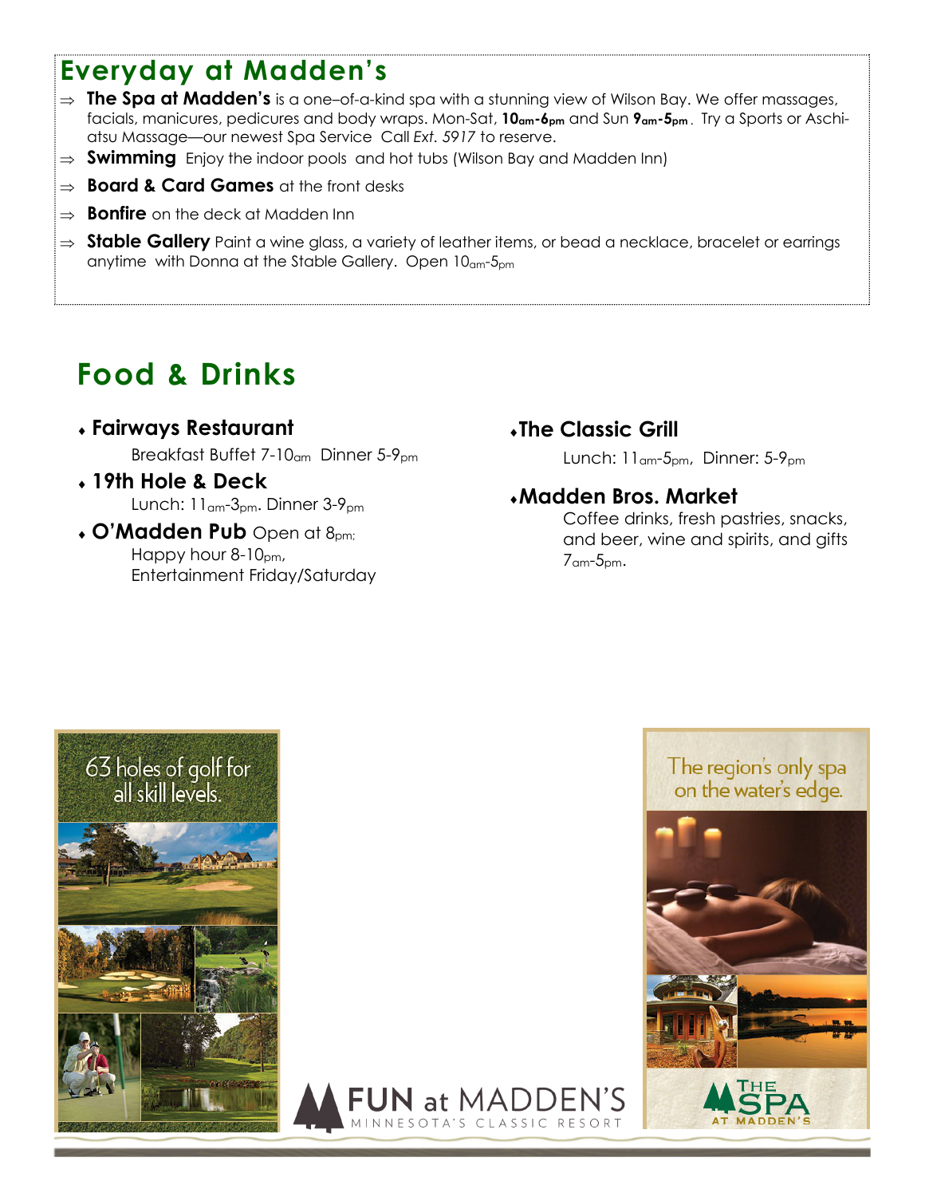## Everyday at Madden's

- **The Spa at Madden's** is a one–of-a-kind spa with a stunning view of Wilson Bay. We offer massages, facials, manicures, pedicures and body wraps. Mon-Sat, **10am-6pm** and Sun **9am-5pm**. Try a Sports or Aschi-atsu Massage—our newest Spa Service Call *Ext. 5917* to reserve.
- **Swimming** Enjoy the indoor pools and hot tubs (Wilson Bay and Madden Inn)
- **Board & Card Games** at the front desks
- **Bonfire** on the deck at Madden Inn
- **Stable Gallery** Paint a wine glass, a variety of leather items, or bead a necklace, bracelet or earrings anytime with Donna at the Stable Gallery. Open 10am-5pm

## Food & Drinks

- **Fairways Restaurant**
  Breakfast Buffet 7-10am Dinner 5-9pm
- **19th Hole & Deck**
  Lunch: 11am-3pm. Dinner 3-9pm
- **O'Madden Pub** Open at 8pm;
  Happy hour 8-10pm,
  Entertainment Friday/Saturday
- **The Classic Grill**
  Lunch: 11am-5pm, Dinner: 5-9pm
- **Madden Bros. Market**
  Coffee drinks, fresh pastries, snacks, and beer, wine and spirits, and gifts 7am-5pm.

63 holes of golf for all skill levels.

The region's only spa on the water's edge.

THE SPA AT MADDEN'S

FUN at MADDEN'S
MINNESOTA'S CLASSIC RESORT